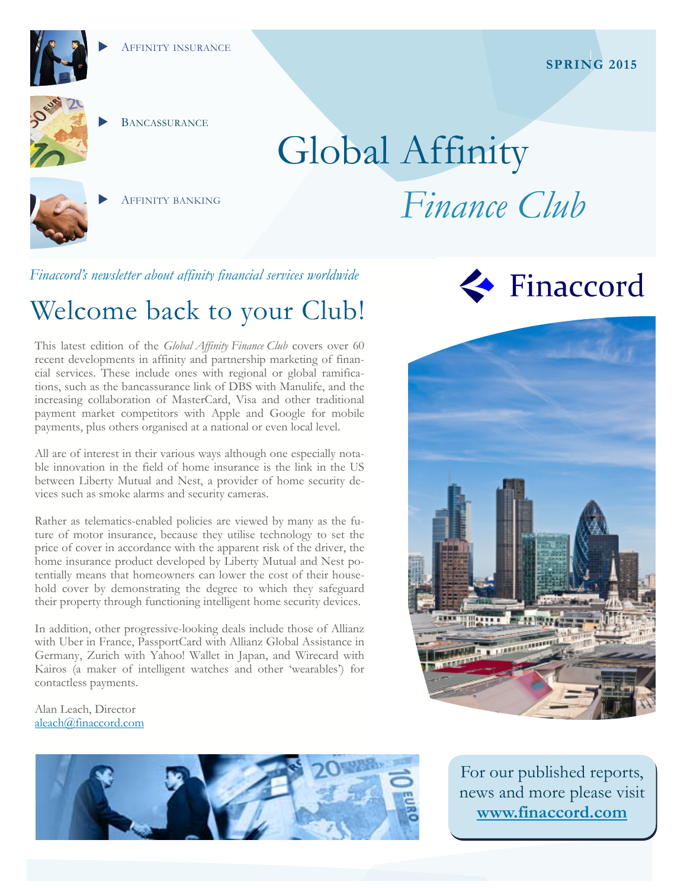Affinity insurance

Bancassurance

Affinity banking

**SPRING 2015**

# Global Affinity *Finance Club*

*Finaccord's newsletter about affinity financial services worldwide*

Finaccord

## Welcome back to your Club!

This latest edition of the *Global Affinity Finance Club* covers over 60 recent developments in affinity and partnership marketing of financial services. These include ones with regional or global ramifications, such as the bancassurance link of DBS with Manulife, and the increasing collaboration of MasterCard, Visa and other traditional payment market competitors with Apple and Google for mobile payments, plus others organised at a national or even local level.

All are of interest in their various ways although one especially notable innovation in the field of home insurance is the link in the US between Liberty Mutual and Nest, a provider of home security devices such as smoke alarms and security cameras.

Rather as telematics-enabled policies are viewed by many as the future of motor insurance, because they utilise technology to set the price of cover in accordance with the apparent risk of the driver, the home insurance product developed by Liberty Mutual and Nest potentially means that homeowners can lower the cost of their household cover by demonstrating the degree to which they safeguard their property through functioning intelligent home security devices.

In addition, other progressive-looking deals include those of Allianz with Uber in France, PassportCard with Allianz Global Assistance in Germany, Zurich with Yahoo! Wallet in Japan, and Wirecard with Kairos (a maker of intelligent watches and other 'wearables') for contactless payments.

Alan Leach, Director
aleach@finaccord.com

For our published reports, news and more please visit **www.finaccord.com**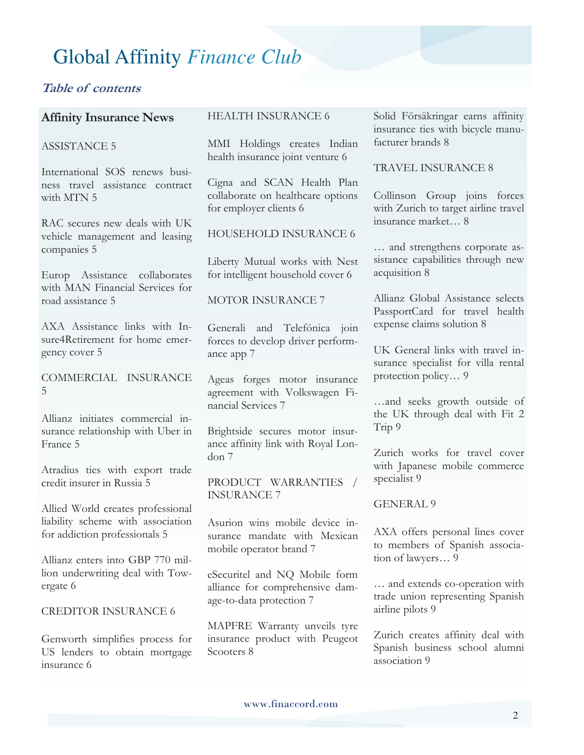# Global Affinity *Finance Club*

## *Table of contents*

**Affinity Insurance News**

ASSISTANCE 5

International SOS renews business travel assistance contract with MTN 5

RAC secures new deals with UK vehicle management and leasing companies 5

Europ Assistance collaborates with MAN Financial Services for road assistance 5

AXA Assistance links with Insure4Retirement for home emergency cover 5

COMMERCIAL INSURANCE 5

Allianz initiates commercial insurance relationship with Uber in France 5

Atradius ties with export trade credit insurer in Russia 5

Allied World creates professional liability scheme with association for addiction professionals 5

Allianz enters into GBP 770 million underwriting deal with Towergate 6

CREDITOR INSURANCE 6

Genworth simplifies process for US lenders to obtain mortgage insurance 6

HEALTH INSURANCE 6

MMI Holdings creates Indian health insurance joint venture 6

Cigna and SCAN Health Plan collaborate on healthcare options for employer clients 6

HOUSEHOLD INSURANCE 6

Liberty Mutual works with Nest for intelligent household cover 6

MOTOR INSURANCE 7

Generali and Telefónica join forces to develop driver performance app 7

Ageas forges motor insurance agreement with Volkswagen Financial Services 7

Brightside secures motor insurance affinity link with Royal London 7

PRODUCT WARRANTIES / INSURANCE 7

Asurion wins mobile device insurance mandate with Mexican mobile operator brand 7

eSecuritel and NQ Mobile form alliance for comprehensive damage-to-data protection 7

MAPFRE Warranty unveils tyre insurance product with Peugeot Scooters 8

Solid Försäkringar earns affinity insurance ties with bicycle manufacturer brands 8

TRAVEL INSURANCE 8

Collinson Group joins forces with Zurich to target airline travel insurance market… 8

… and strengthens corporate assistance capabilities through new acquisition 8

Allianz Global Assistance selects PassportCard for travel health expense claims solution 8

UK General links with travel insurance specialist for villa rental protection policy… 9

…and seeks growth outside of the UK through deal with Fit 2 Trip 9

Zurich works for travel cover with Japanese mobile commerce specialist 9

GENERAL 9

AXA offers personal lines cover to members of Spanish association of lawyers… 9

… and extends co-operation with trade union representing Spanish airline pilots 9

Zurich creates affinity deal with Spanish business school alumni association 9

www.finaccord.com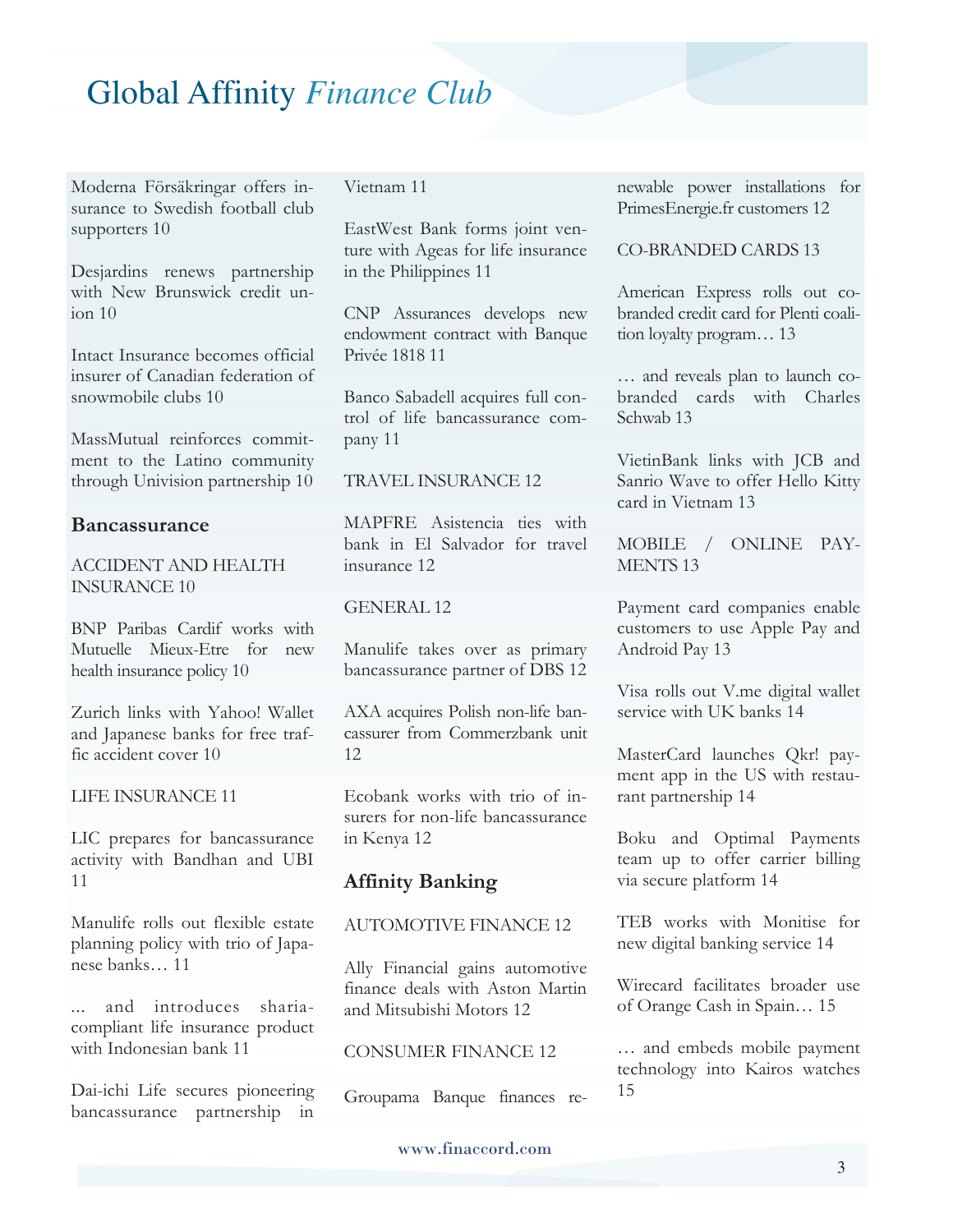Moderna Försäkringar offers insurance to Swedish football club supporters 10

Desjardins renews partnership with New Brunswick credit union 10

Intact Insurance becomes official insurer of Canadian federation of snowmobile clubs 10

MassMutual reinforces commitment to the Latino community through Univision partnership 10

## Bancassurance

ACCIDENT AND HEALTH INSURANCE 10

BNP Paribas Cardif works with Mutuelle Mieux-Etre for new health insurance policy 10

Zurich links with Yahoo! Wallet and Japanese banks for free traffic accident cover 10

LIFE INSURANCE 11

LIC prepares for bancassurance activity with Bandhan and UBI 11

Manulife rolls out flexible estate planning policy with trio of Japanese banks… 11

... and introduces sharia-compliant life insurance product with Indonesian bank 11

Dai-ichi Life secures pioneering bancassurance partnership in Vietnam 11

EastWest Bank forms joint venture with Ageas for life insurance in the Philippines 11

CNP Assurances develops new endowment contract with Banque Privée 1818 11

Banco Sabadell acquires full control of life bancassurance company 11

TRAVEL INSURANCE 12

MAPFRE Asistencia ties with bank in El Salvador for travel insurance 12

GENERAL 12

Manulife takes over as primary bancassurance partner of DBS 12

AXA acquires Polish non-life bancassurer from Commerzbank unit 12

Ecobank works with trio of insurers for non-life bancassurance in Kenya 12

## Affinity Banking

AUTOMOTIVE FINANCE 12

Ally Financial gains automotive finance deals with Aston Martin and Mitsubishi Motors 12

CONSUMER FINANCE 12

Groupama Banque finances renewable power installations for PrimesEnergie.fr customers 12

CO-BRANDED CARDS 13

American Express rolls out co-branded credit card for Plenti coalition loyalty program… 13

… and reveals plan to launch co-branded cards with Charles Schwab 13

VietinBank links with JCB and Sanrio Wave to offer Hello Kitty card in Vietnam 13

MOBILE / ONLINE PAYMENTS 13

Payment card companies enable customers to use Apple Pay and Android Pay 13

Visa rolls out V.me digital wallet service with UK banks 14

MasterCard launches Qkr! payment app in the US with restaurant partnership 14

Boku and Optimal Payments team up to offer carrier billing via secure platform 14

TEB works with Monitise for new digital banking service 14

Wirecard facilitates broader use of Orange Cash in Spain… 15

… and embeds mobile payment technology into Kairos watches 15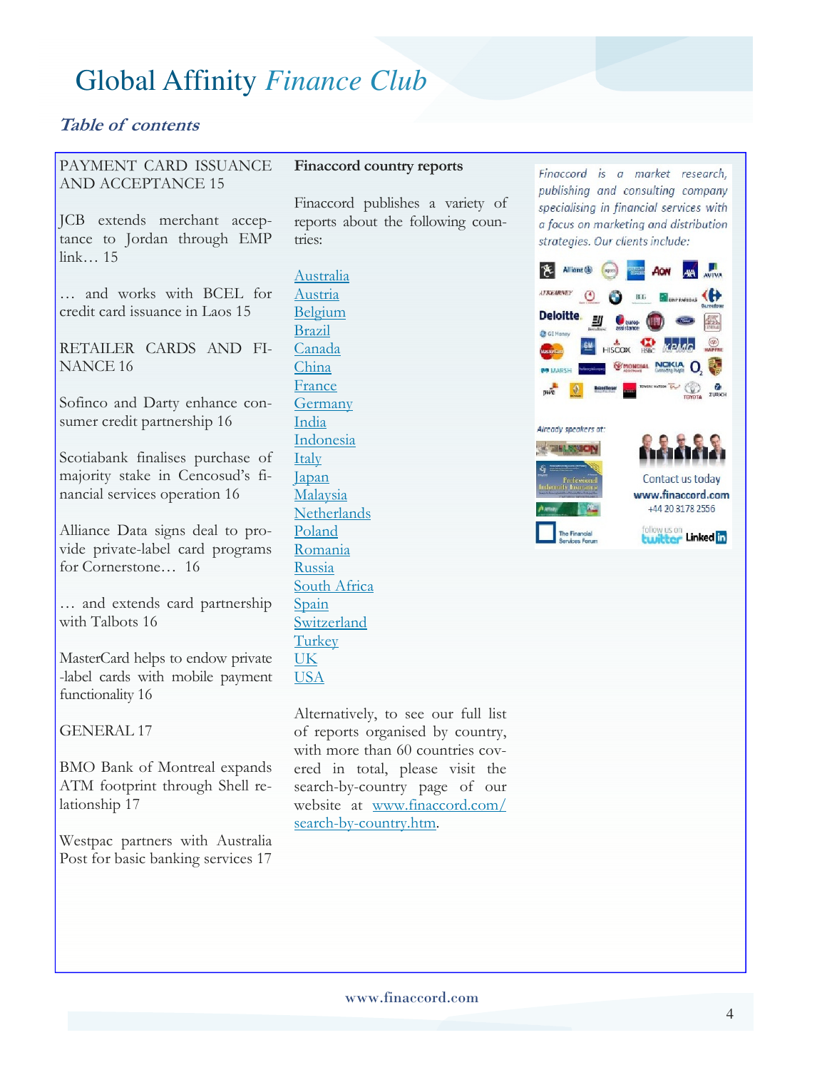# Global Affinity *Finance Club*

## *Table of contents*

PAYMENT CARD ISSUANCE AND ACCEPTANCE 15

JCB extends merchant acceptance to Jordan through EMP link… 15

… and works with BCEL for credit card issuance in Laos 15

RETAILER CARDS AND FINANCE 16

Sofinco and Darty enhance consumer credit partnership 16

Scotiabank finalises purchase of majority stake in Cencosud's financial services operation 16

Alliance Data signs deal to provide private-label card programs for Cornerstone… 16

… and extends card partnership with Talbots 16

MasterCard helps to endow private-label cards with mobile payment functionality 16

GENERAL 17

BMO Bank of Montreal expands ATM footprint through Shell relationship 17

Westpac partners with Australia Post for basic banking services 17

**Finaccord country reports**

Finaccord publishes a variety of reports about the following countries:

- Australia
- Austria
- Belgium
- Brazil
- Canada
- China
- France
- Germany
- India
- Indonesia
- Italy
- Japan
- Malaysia
- Netherlands
- Poland
- Romania
- Russia
- South Africa
- Spain
- Switzerland
- Turkey
- UK
- USA

Alternatively, to see our full list of reports organised by country, with more than 60 countries covered in total, please visit the search-by-country page of our website at www.finaccord.com/search-by-country.htm.

*Finaccord is a market research, publishing and consulting company specialising in financial services with a focus on marketing and distribution strategies. Our clients include:*

*Already speakers at:*

Contact us today
**www.finaccord.com**
+44 20 3178 2556

follow us on twitter LinkedIn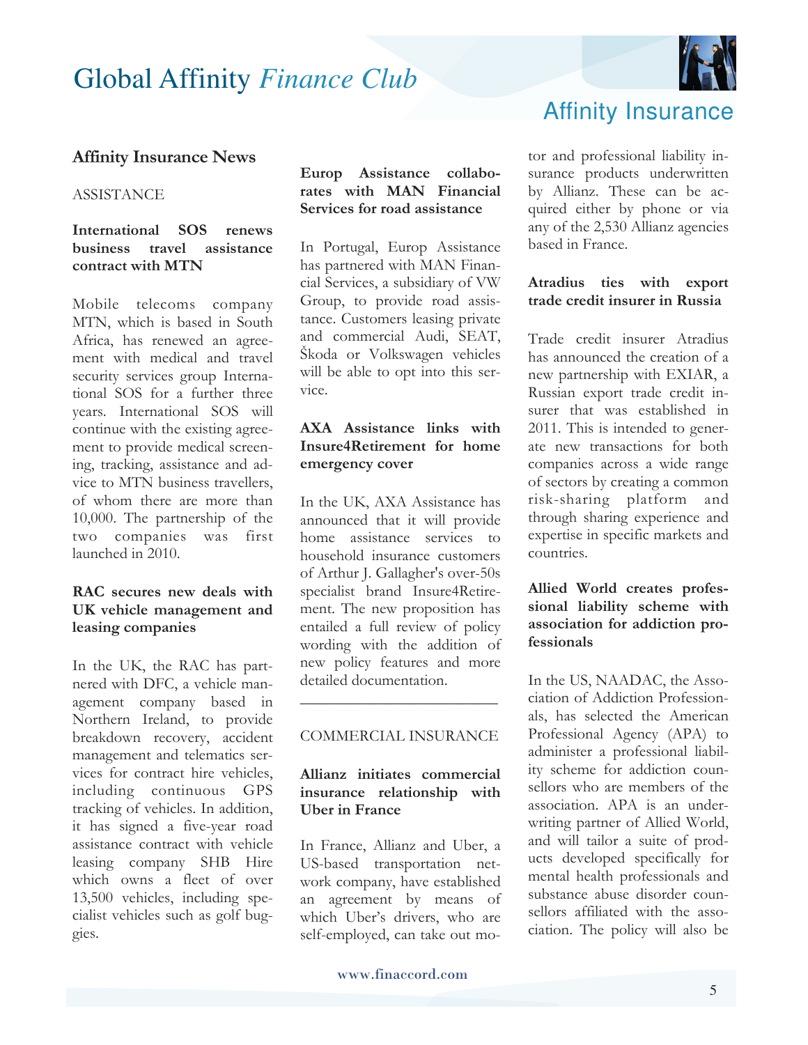## Affinity Insurance News

ASSISTANCE

### International SOS renews business travel assistance contract with MTN

Mobile telecoms company MTN, which is based in South Africa, has renewed an agreement with medical and travel security services group International SOS for a further three years. International SOS will continue with the existing agreement to provide medical screening, tracking, assistance and advice to MTN business travellers, of whom there are more than 10,000. The partnership of the two companies was first launched in 2010.

### RAC secures new deals with UK vehicle management and leasing companies

In the UK, the RAC has partnered with DFC, a vehicle management company based in Northern Ireland, to provide breakdown recovery, accident management and telematics services for contract hire vehicles, including continuous GPS tracking of vehicles. In addition, it has signed a five-year road assistance contract with vehicle leasing company SHB Hire which owns a fleet of over 13,500 vehicles, including specialist vehicles such as golf buggies.

### Europ Assistance collaborates with MAN Financial Services for road assistance

In Portugal, Europ Assistance has partnered with MAN Financial Services, a subsidiary of VW Group, to provide road assistance. Customers leasing private and commercial Audi, SEAT, Škoda or Volkswagen vehicles will be able to opt into this service.

### AXA Assistance links with Insure4Retirement for home emergency cover

In the UK, AXA Assistance has announced that it will provide home assistance services to household insurance customers of Arthur J. Gallagher's over-50s specialist brand Insure4Retirement. The new proposition has entailed a full review of policy wording with the addition of new policy features and more detailed documentation.

---

COMMERCIAL INSURANCE

### Allianz initiates commercial insurance relationship with Uber in France

In France, Allianz and Uber, a US-based transportation network company, have established an agreement by means of which Uber's drivers, who are self-employed, can take out motor and professional liability insurance products underwritten by Allianz. These can be acquired either by phone or via any of the 2,530 Allianz agencies based in France.

### Atradius ties with export trade credit insurer in Russia

Trade credit insurer Atradius has announced the creation of a new partnership with EXIAR, a Russian export trade credit insurer that was established in 2011. This is intended to generate new transactions for both companies across a wide range of sectors by creating a common risk-sharing platform and through sharing experience and expertise in specific markets and countries.

### Allied World creates professional liability scheme with association for addiction professionals

In the US, NAADAC, the Association of Addiction Professionals, has selected the American Professional Agency (APA) to administer a professional liability scheme for addiction counsellors who are members of the association. APA is an underwriting partner of Allied World, and will tailor a suite of products developed specifically for mental health professionals and substance abuse disorder counsellors affiliated with the association. The policy will also be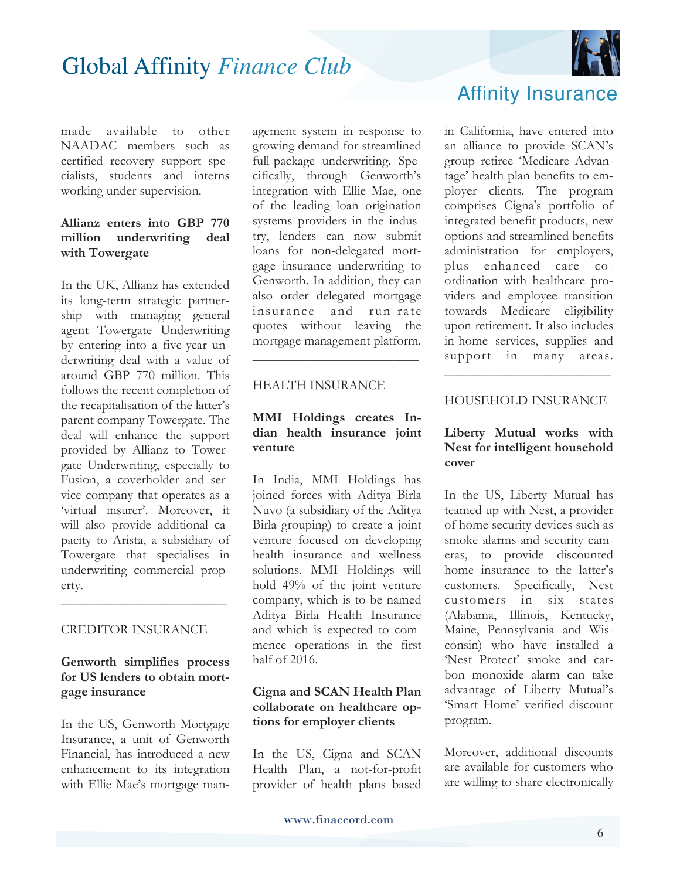made available to other NAADAC members such as certified recovery support specialists, students and interns working under supervision.

**Allianz enters into GBP 770 million underwriting deal with Towergate**

In the UK, Allianz has extended its long-term strategic partnership with managing general agent Towergate Underwriting by entering into a five-year underwriting deal with a value of around GBP 770 million. This follows the recent completion of the recapitalisation of the latter's parent company Towergate. The deal will enhance the support provided by Allianz to Towergate Underwriting, especially to Fusion, a coverholder and service company that operates as a 'virtual insurer'. Moreover, it will also provide additional capacity to Arista, a subsidiary of Towergate that specialises in underwriting commercial property.

---

CREDITOR INSURANCE

**Genworth simplifies process for US lenders to obtain mortgage insurance**

In the US, Genworth Mortgage Insurance, a unit of Genworth Financial, has introduced a new enhancement to its integration with Ellie Mae's mortgage management system in response to growing demand for streamlined full-package underwriting. Specifically, through Genworth's integration with Ellie Mae, one of the leading loan origination systems providers in the industry, lenders can now submit loans for non-delegated mortgage insurance underwriting to Genworth. In addition, they can also order delegated mortgage insurance and run-rate quotes without leaving the mortgage management platform.

---

HEALTH INSURANCE

**MMI Holdings creates Indian health insurance joint venture**

In India, MMI Holdings has joined forces with Aditya Birla Nuvo (a subsidiary of the Aditya Birla grouping) to create a joint venture focused on developing health insurance and wellness solutions. MMI Holdings will hold 49% of the joint venture company, which is to be named Aditya Birla Health Insurance and which is expected to commence operations in the first half of 2016.

**Cigna and SCAN Health Plan collaborate on healthcare options for employer clients**

In the US, Cigna and SCAN Health Plan, a not-for-profit provider of health plans based in California, have entered into an alliance to provide SCAN's group retiree 'Medicare Advantage' health plan benefits to employer clients. The program comprises Cigna's portfolio of integrated benefit products, new options and streamlined benefits administration for employers, plus enhanced care coordination with healthcare providers and employee transition towards Medicare eligibility upon retirement. It also includes in-home services, supplies and support in many areas.

---

HOUSEHOLD INSURANCE

**Liberty Mutual works with Nest for intelligent household cover**

In the US, Liberty Mutual has teamed up with Nest, a provider of home security devices such as smoke alarms and security cameras, to provide discounted home insurance to the latter's customers. Specifically, Nest customers in six states (Alabama, Illinois, Kentucky, Maine, Pennsylvania and Wisconsin) who have installed a 'Nest Protect' smoke and carbon monoxide alarm can take advantage of Liberty Mutual's 'Smart Home' verified discount program.

Moreover, additional discounts are available for customers who are willing to share electronically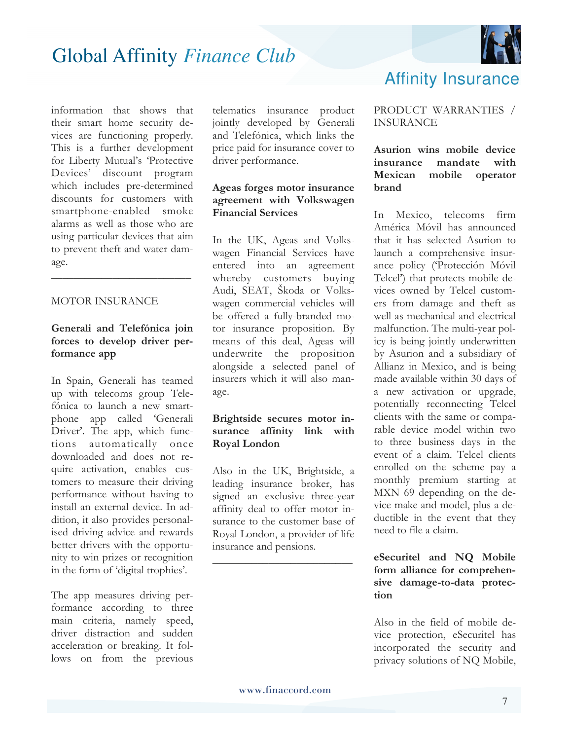information that shows that their smart home security devices are functioning properly. This is a further development for Liberty Mutual's 'Protective Devices' discount program which includes pre-determined discounts for customers with smartphone-enabled smoke alarms as well as those who are using particular devices that aim to prevent theft and water damage.

---

## MOTOR INSURANCE

### Generali and Telefónica join forces to develop driver performance app

In Spain, Generali has teamed up with telecoms group Telefónica to launch a new smartphone app called 'Generali Driver'. The app, which functions automatically once downloaded and does not require activation, enables customers to measure their driving performance without having to install an external device. In addition, it also provides personalised driving advice and rewards better drivers with the opportunity to win prizes or recognition in the form of 'digital trophies'.

The app measures driving performance according to three main criteria, namely speed, driver distraction and sudden acceleration or breaking. It follows on from the previous telematics insurance product jointly developed by Generali and Telefónica, which links the price paid for insurance cover to driver performance.

### Ageas forges motor insurance agreement with Volkswagen Financial Services

In the UK, Ageas and Volkswagen Financial Services have entered into an agreement whereby customers buying Audi, SEAT, Škoda or Volkswagen commercial vehicles will be offered a fully-branded motor insurance proposition. By means of this deal, Ageas will underwrite the proposition alongside a selected panel of insurers which it will also manage.

### Brightside secures motor insurance affinity link with Royal London

Also in the UK, Brightside, a leading insurance broker, has signed an exclusive three-year affinity deal to offer motor insurance to the customer base of Royal London, a provider of life insurance and pensions.

---

## PRODUCT WARRANTIES / INSURANCE

### Asurion wins mobile device insurance mandate with Mexican mobile operator brand

In Mexico, telecoms firm América Móvil has announced that it has selected Asurion to launch a comprehensive insurance policy ('Protección Móvil Telcel') that protects mobile devices owned by Telcel customers from damage and theft as well as mechanical and electrical malfunction. The multi-year policy is being jointly underwritten by Asurion and a subsidiary of Allianz in Mexico, and is being made available within 30 days of a new activation or upgrade, potentially reconnecting Telcel clients with the same or comparable device model within two to three business days in the event of a claim. Telcel clients enrolled on the scheme pay a monthly premium starting at MXN 69 depending on the device make and model, plus a deductible in the event that they need to file a claim.

### eSecuritel and NQ Mobile form alliance for comprehensive damage-to-data protection

Also in the field of mobile device protection, eSecuritel has incorporated the security and privacy solutions of NQ Mobile,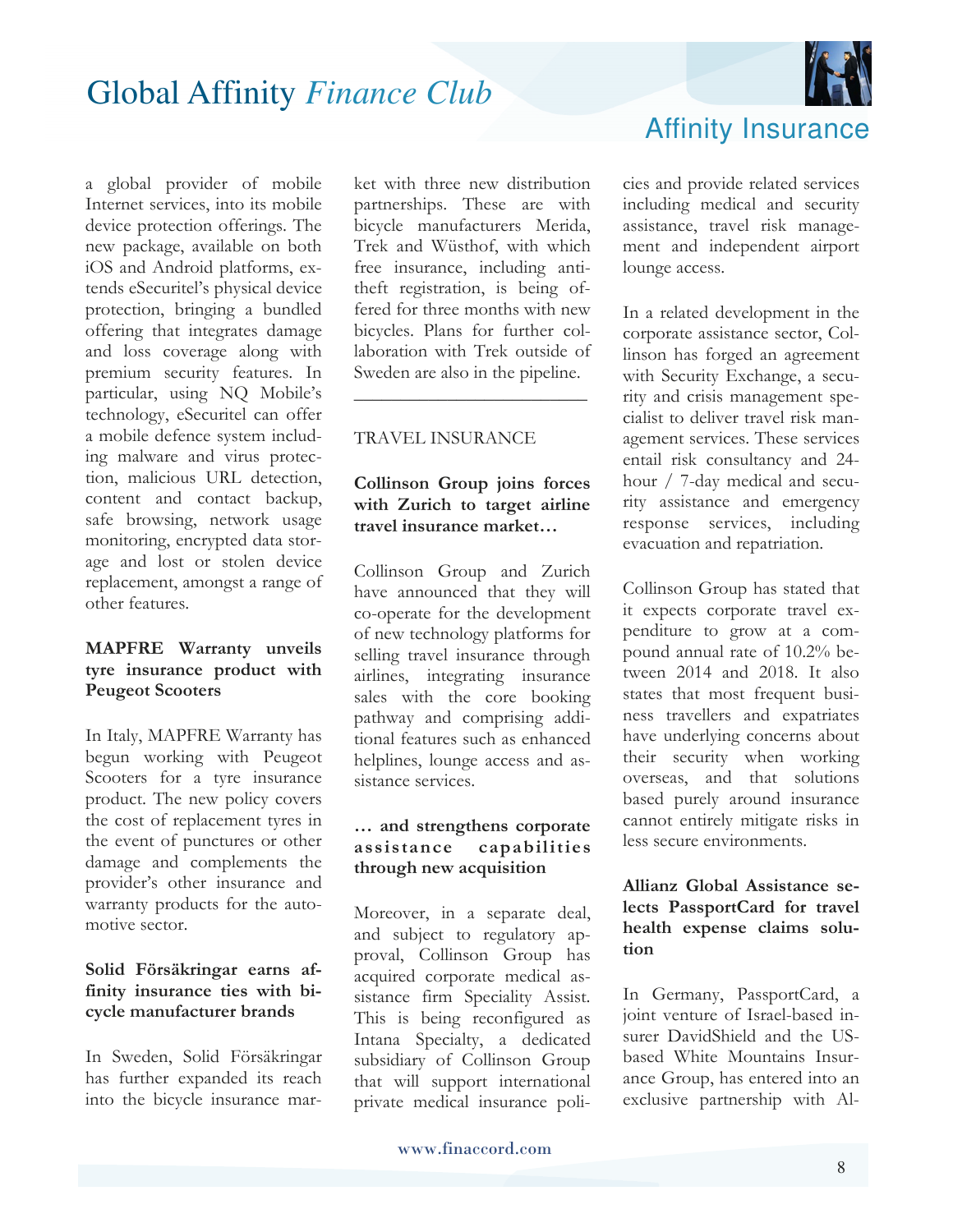a global provider of mobile Internet services, into its mobile device protection offerings. The new package, available on both iOS and Android platforms, extends eSecuritel's physical device protection, bringing a bundled offering that integrates damage and loss coverage along with premium security features. In particular, using NQ Mobile's technology, eSecuritel can offer a mobile defence system including malware and virus protection, malicious URL detection, content and contact backup, safe browsing, network usage monitoring, encrypted data storage and lost or stolen device replacement, amongst a range of other features.

**MAPFRE Warranty unveils tyre insurance product with Peugeot Scooters**

In Italy, MAPFRE Warranty has begun working with Peugeot Scooters for a tyre insurance product. The new policy covers the cost of replacement tyres in the event of punctures or other damage and complements the provider's other insurance and warranty products for the automotive sector.

**Solid Försäkringar earns affinity insurance ties with bicycle manufacturer brands**

In Sweden, Solid Försäkringar has further expanded its reach into the bicycle insurance market with three new distribution partnerships. These are with bicycle manufacturers Merida, Trek and Wüsthof, with which free insurance, including anti-theft registration, is being offered for three months with new bicycles. Plans for further collaboration with Trek outside of Sweden are also in the pipeline.

---

## TRAVEL INSURANCE

**Collinson Group joins forces with Zurich to target airline travel insurance market…**

Collinson Group and Zurich have announced that they will co-operate for the development of new technology platforms for selling travel insurance through airlines, integrating insurance sales with the core booking pathway and comprising additional features such as enhanced helplines, lounge access and assistance services.

**… and strengthens corporate assistance capabilities through new acquisition**

Moreover, in a separate deal, and subject to regulatory approval, Collinson Group has acquired corporate medical assistance firm Speciality Assist. This is being reconfigured as Intana Specialty, a dedicated subsidiary of Collinson Group that will support international private medical insurance policies and provide related services including medical and security assistance, travel risk management and independent airport lounge access.

In a related development in the corporate assistance sector, Collinson has forged an agreement with Security Exchange, a security and crisis management specialist to deliver travel risk management services. These services entail risk consultancy and 24-hour / 7-day medical and security assistance and emergency response services, including evacuation and repatriation.

Collinson Group has stated that it expects corporate travel expenditure to grow at a compound annual rate of 10.2% between 2014 and 2018. It also states that most frequent business travellers and expatriates have underlying concerns about their security when working overseas, and that solutions based purely around insurance cannot entirely mitigate risks in less secure environments.

**Allianz Global Assistance selects PassportCard for travel health expense claims solution**

In Germany, PassportCard, a joint venture of Israel-based insurer DavidShield and the US-based White Mountains Insurance Group, has entered into an exclusive partnership with Al-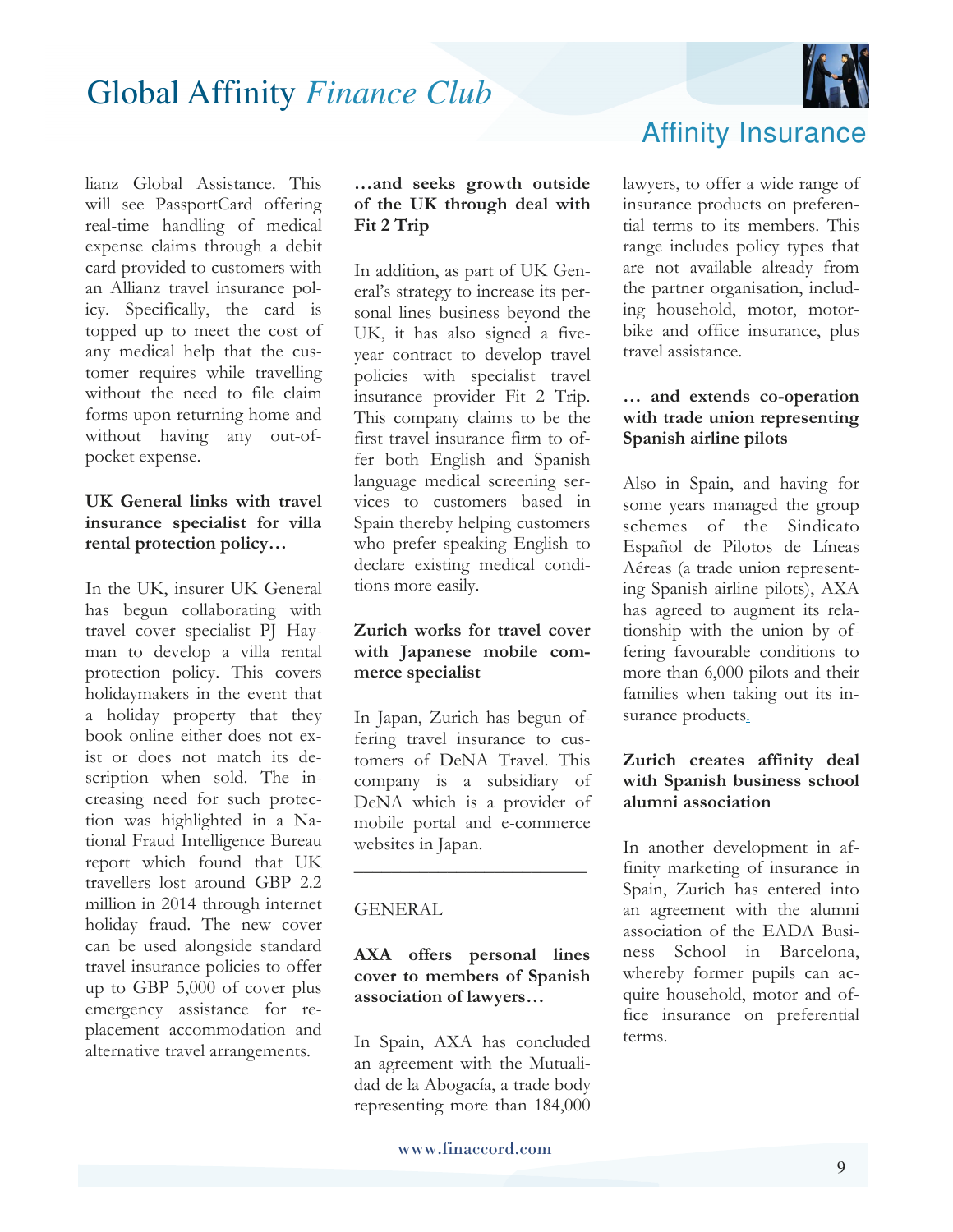lianz Global Assistance. This will see PassportCard offering real-time handling of medical expense claims through a debit card provided to customers with an Allianz travel insurance policy. Specifically, the card is topped up to meet the cost of any medical help that the customer requires while travelling without the need to file claim forms upon returning home and without having any out-of-pocket expense.

**UK General links with travel insurance specialist for villa rental protection policy…**

In the UK, insurer UK General has begun collaborating with travel cover specialist PJ Hayman to develop a villa rental protection policy. This covers holidaymakers in the event that a holiday property that they book online either does not exist or does not match its description when sold. The increasing need for such protection was highlighted in a National Fraud Intelligence Bureau report which found that UK travellers lost around GBP 2.2 million in 2014 through internet holiday fraud. The new cover can be used alongside standard travel insurance policies to offer up to GBP 5,000 of cover plus emergency assistance for replacement accommodation and alternative travel arrangements.

**…and seeks growth outside of the UK through deal with Fit 2 Trip**

In addition, as part of UK General's strategy to increase its personal lines business beyond the UK, it has also signed a five-year contract to develop travel policies with specialist travel insurance provider Fit 2 Trip. This company claims to be the first travel insurance firm to offer both English and Spanish language medical screening services to customers based in Spain thereby helping customers who prefer speaking English to declare existing medical conditions more easily.

**Zurich works for travel cover with Japanese mobile commerce specialist**

In Japan, Zurich has begun offering travel insurance to customers of DeNA Travel. This company is a subsidiary of DeNA which is a provider of mobile portal and e-commerce websites in Japan.

---

GENERAL

**AXA offers personal lines cover to members of Spanish association of lawyers…**

In Spain, AXA has concluded an agreement with the Mutualidad de la Abogacía, a trade body representing more than 184,000 lawyers, to offer a wide range of insurance products on preferential terms to its members. This range includes policy types that are not available already from the partner organisation, including household, motor, motorbike and office insurance, plus travel assistance.

**… and extends co-operation with trade union representing Spanish airline pilots**

Also in Spain, and having for some years managed the group schemes of the Sindicato Español de Pilotos de Líneas Aéreas (a trade union representing Spanish airline pilots), AXA has agreed to augment its relationship with the union by offering favourable conditions to more than 6,000 pilots and their families when taking out its insurance products.

**Zurich creates affinity deal with Spanish business school alumni association**

In another development in affinity marketing of insurance in Spain, Zurich has entered into an agreement with the alumni association of the EADA Business School in Barcelona, whereby former pupils can acquire household, motor and office insurance on preferential terms.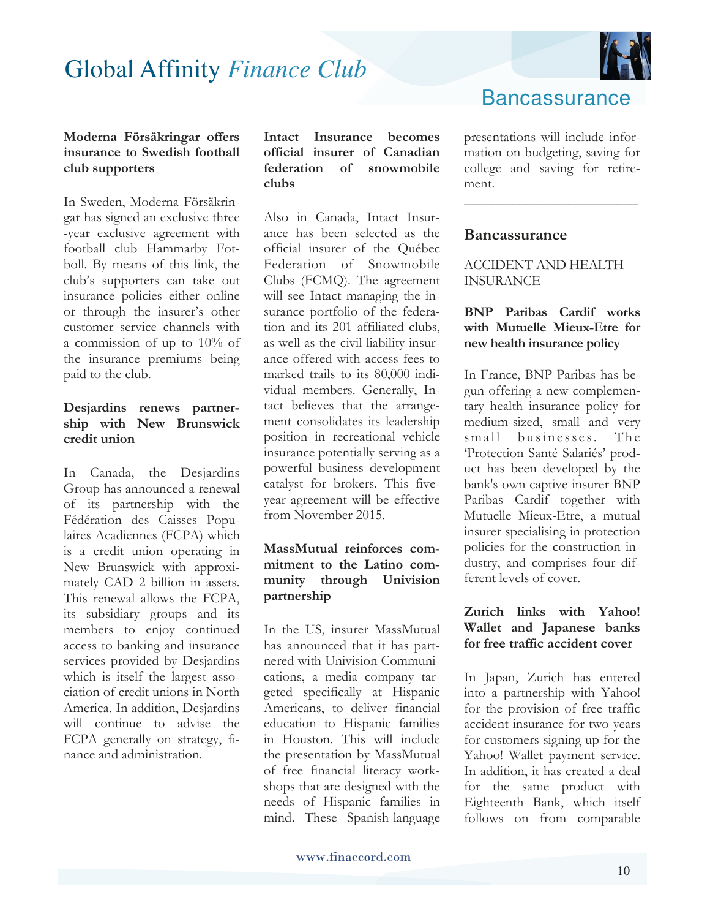### Moderna Försäkringar offers insurance to Swedish football club supporters

In Sweden, Moderna Försäkringar has signed an exclusive three-year exclusive agreement with football club Hammarby Fotboll. By means of this link, the club's supporters can take out insurance policies either online or through the insurer's other customer service channels with a commission of up to 10% of the insurance premiums being paid to the club.

### Desjardins renews partnership with New Brunswick credit union

In Canada, the Desjardins Group has announced a renewal of its partnership with the Fédération des Caisses Populaires Acadiennes (FCPA) which is a credit union operating in New Brunswick with approximately CAD 2 billion in assets. This renewal allows the FCPA, its subsidiary groups and its members to enjoy continued access to banking and insurance services provided by Desjardins which is itself the largest association of credit unions in North America. In addition, Desjardins will continue to advise the FCPA generally on strategy, finance and administration.

### Intact Insurance becomes official insurer of Canadian federation of snowmobile clubs

Also in Canada, Intact Insurance has been selected as the official insurer of the Québec Federation of Snowmobile Clubs (FCMQ). The agreement will see Intact managing the insurance portfolio of the federation and its 201 affiliated clubs, as well as the civil liability insurance offered with access fees to marked trails to its 80,000 individual members. Generally, Intact believes that the arrangement consolidates its leadership position in recreational vehicle insurance potentially serving as a powerful business development catalyst for brokers. This five-year agreement will be effective from November 2015.

### MassMutual reinforces commitment to the Latino community through Univision partnership

In the US, insurer MassMutual has announced that it has partnered with Univision Communications, a media company targeted specifically at Hispanic Americans, to deliver financial education to Hispanic families in Houston. This will include the presentation by MassMutual of free financial literacy workshops that are designed with the needs of Hispanic families in mind. These Spanish-language presentations will include information on budgeting, saving for college and saving for retirement.

---

## Bancassurance

ACCIDENT AND HEALTH INSURANCE

### BNP Paribas Cardif works with Mutuelle Mieux-Etre for new health insurance policy

In France, BNP Paribas has begun offering a new complementary health insurance policy for medium-sized, small and very small businesses. The 'Protection Santé Salariés' product has been developed by the bank's own captive insurer BNP Paribas Cardif together with Mutuelle Mieux-Etre, a mutual insurer specialising in protection policies for the construction industry, and comprises four different levels of cover.

### Zurich links with Yahoo! Wallet and Japanese banks for free traffic accident cover

In Japan, Zurich has entered into a partnership with Yahoo! for the provision of free traffic accident insurance for two years for customers signing up for the Yahoo! Wallet payment service. In addition, it has created a deal for the same product with Eighteenth Bank, which itself follows on from comparable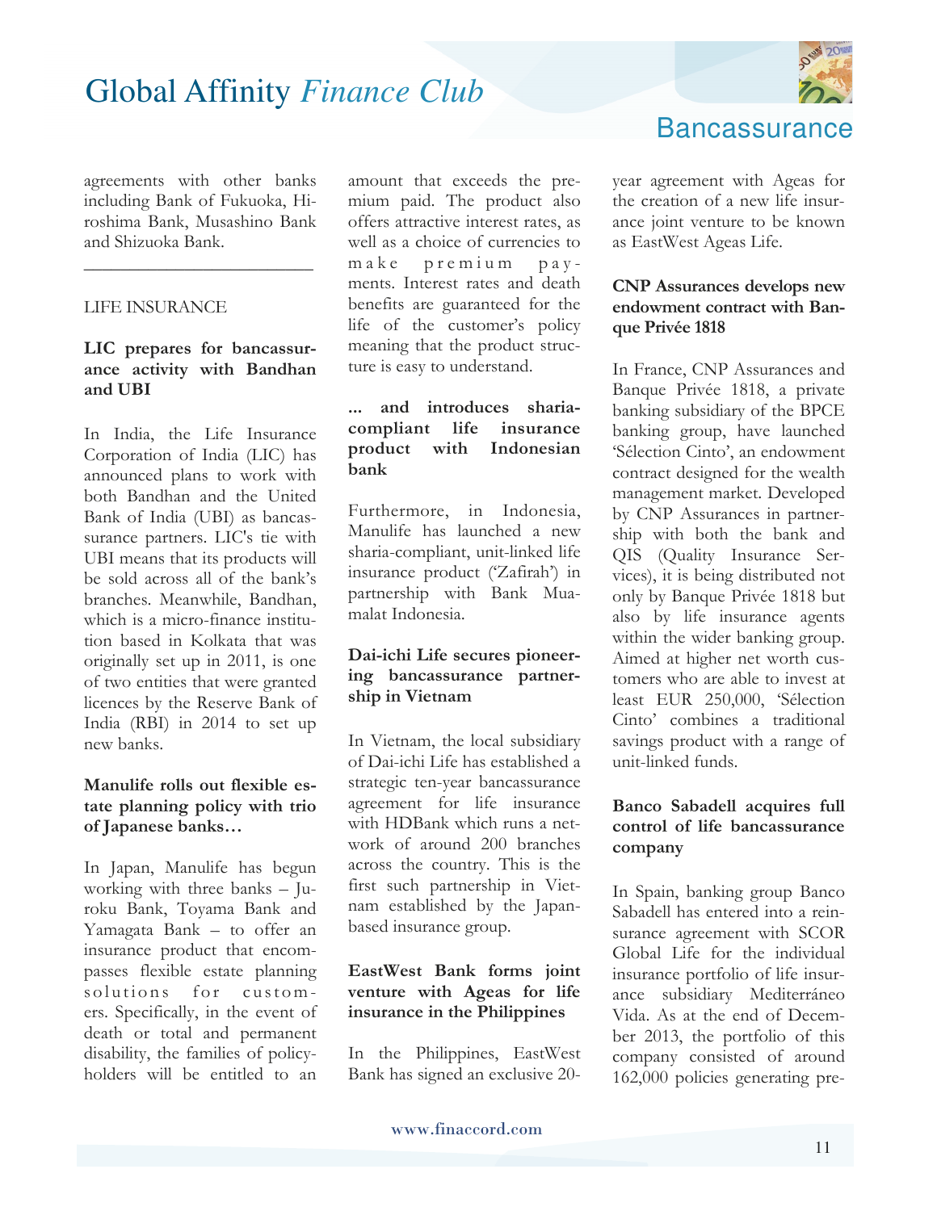agreements with other banks including Bank of Fukuoka, Hiroshima Bank, Musashino Bank and Shizuoka Bank.

---

LIFE INSURANCE

**LIC prepares for bancassurance activity with Bandhan and UBI**

In India, the Life Insurance Corporation of India (LIC) has announced plans to work with both Bandhan and the United Bank of India (UBI) as bancassurance partners. LIC's tie with UBI means that its products will be sold across all of the bank's branches. Meanwhile, Bandhan, which is a micro-finance institution based in Kolkata that was originally set up in 2011, is one of two entities that were granted licences by the Reserve Bank of India (RBI) in 2014 to set up new banks.

**Manulife rolls out flexible estate planning policy with trio of Japanese banks…**

In Japan, Manulife has begun working with three banks – Juroku Bank, Toyama Bank and Yamagata Bank – to offer an insurance product that encompasses flexible estate planning solutions for customers. Specifically, in the event of death or total and permanent disability, the families of policyholders will be entitled to an amount that exceeds the premium paid. The product also offers attractive interest rates, as well as a choice of currencies to make premium payments. Interest rates and death benefits are guaranteed for the life of the customer's policy meaning that the product structure is easy to understand.

**... and introduces sharia-compliant life insurance product with Indonesian bank**

Furthermore, in Indonesia, Manulife has launched a new sharia-compliant, unit-linked life insurance product ('Zafirah') in partnership with Bank Muamalat Indonesia.

**Dai-ichi Life secures pioneering bancassurance partnership in Vietnam**

In Vietnam, the local subsidiary of Dai-ichi Life has established a strategic ten-year bancassurance agreement for life insurance with HDBank which runs a network of around 200 branches across the country. This is the first such partnership in Vietnam established by the Japan-based insurance group.

**EastWest Bank forms joint venture with Ageas for life insurance in the Philippines**

In the Philippines, EastWest Bank has signed an exclusive 20-year agreement with Ageas for the creation of a new life insurance joint venture to be known as EastWest Ageas Life.

**CNP Assurances develops new endowment contract with Banque Privée 1818**

In France, CNP Assurances and Banque Privée 1818, a private banking subsidiary of the BPCE banking group, have launched 'Sélection Cinto', an endowment contract designed for the wealth management market. Developed by CNP Assurances in partnership with both the bank and QIS (Quality Insurance Services), it is being distributed not only by Banque Privée 1818 but also by life insurance agents within the wider banking group. Aimed at higher net worth customers who are able to invest at least EUR 250,000, 'Sélection Cinto' combines a traditional savings product with a range of unit-linked funds.

**Banco Sabadell acquires full control of life bancassurance company**

In Spain, banking group Banco Sabadell has entered into a reinsurance agreement with SCOR Global Life for the individual insurance portfolio of life insurance subsidiary Mediterráneo Vida. As at the end of December 2013, the portfolio of this company consisted of around 162,000 policies generating pre-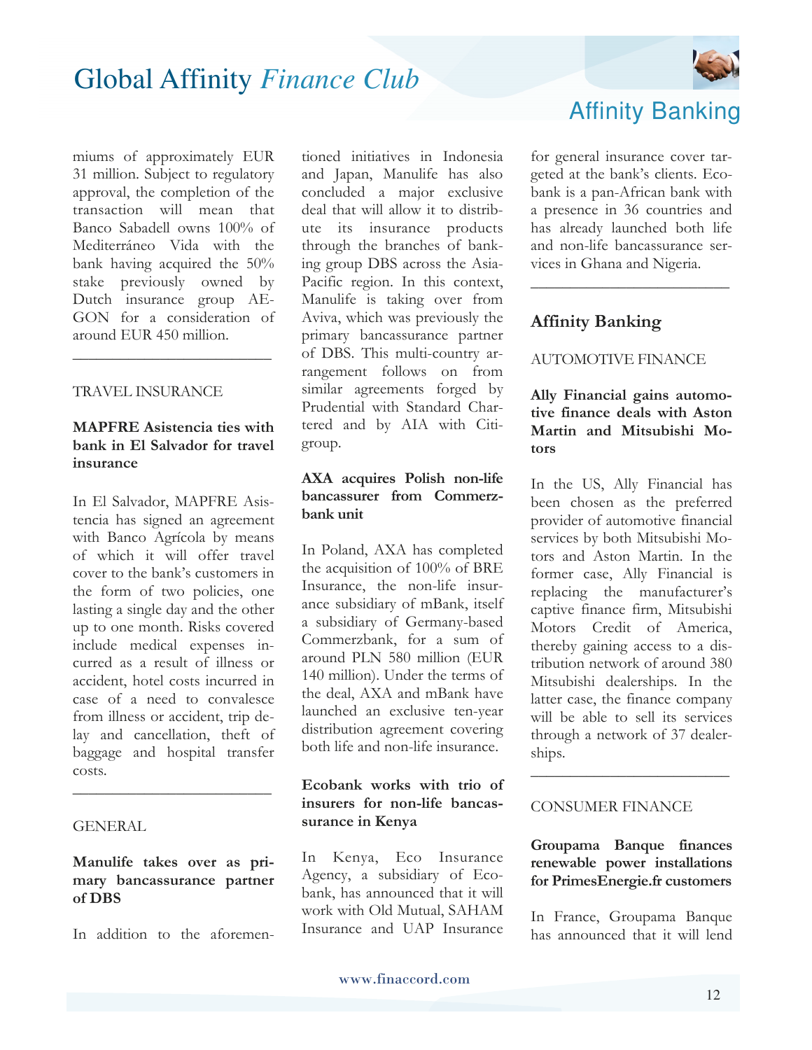miums of approximately EUR 31 million. Subject to regulatory approval, the completion of the transaction will mean that Banco Sabadell owns 100% of Mediterráneo Vida with the bank having acquired the 50% stake previously owned by Dutch insurance group AEGON for a consideration of around EUR 450 million.

---

TRAVEL INSURANCE

**MAPFRE Asistencia ties with bank in El Salvador for travel insurance**

In El Salvador, MAPFRE Asistencia has signed an agreement with Banco Agrícola by means of which it will offer travel cover to the bank's customers in the form of two policies, one lasting a single day and the other up to one month. Risks covered include medical expenses incurred as a result of illness or accident, hotel costs incurred in case of a need to convalesce from illness or accident, trip delay and cancellation, theft of baggage and hospital transfer costs.

---

GENERAL

**Manulife takes over as primary bancassurance partner of DBS**

In addition to the aforementioned initiatives in Indonesia and Japan, Manulife has also concluded a major exclusive deal that will allow it to distribute its insurance products through the branches of banking group DBS across the Asia-Pacific region. In this context, Manulife is taking over from Aviva, which was previously the primary bancassurance partner of DBS. This multi-country arrangement follows on from similar agreements forged by Prudential with Standard Chartered and by AIA with Citigroup.

**AXA acquires Polish non-life bancassurer from Commerzbank unit**

In Poland, AXA has completed the acquisition of 100% of BRE Insurance, the non-life insurance subsidiary of mBank, itself a subsidiary of Germany-based Commerzbank, for a sum of around PLN 580 million (EUR 140 million). Under the terms of the deal, AXA and mBank have launched an exclusive ten-year distribution agreement covering both life and non-life insurance.

**Ecobank works with trio of insurers for non-life bancassurance in Kenya**

In Kenya, Eco Insurance Agency, a subsidiary of Ecobank, has announced that it will work with Old Mutual, SAHAM Insurance and UAP Insurance for general insurance cover targeted at the bank's clients. Ecobank is a pan-African bank with a presence in 36 countries and has already launched both life and non-life bancassurance services in Ghana and Nigeria.

---

## Affinity Banking

AUTOMOTIVE FINANCE

**Ally Financial gains automotive finance deals with Aston Martin and Mitsubishi Motors**

In the US, Ally Financial has been chosen as the preferred provider of automotive financial services by both Mitsubishi Motors and Aston Martin. In the former case, Ally Financial is replacing the manufacturer's captive finance firm, Mitsubishi Motors Credit of America, thereby gaining access to a distribution network of around 380 Mitsubishi dealerships. In the latter case, the finance company will be able to sell its services through a network of 37 dealerships.

---

CONSUMER FINANCE

**Groupama Banque finances renewable power installations for PrimesEnergie.fr customers**

In France, Groupama Banque has announced that it will lend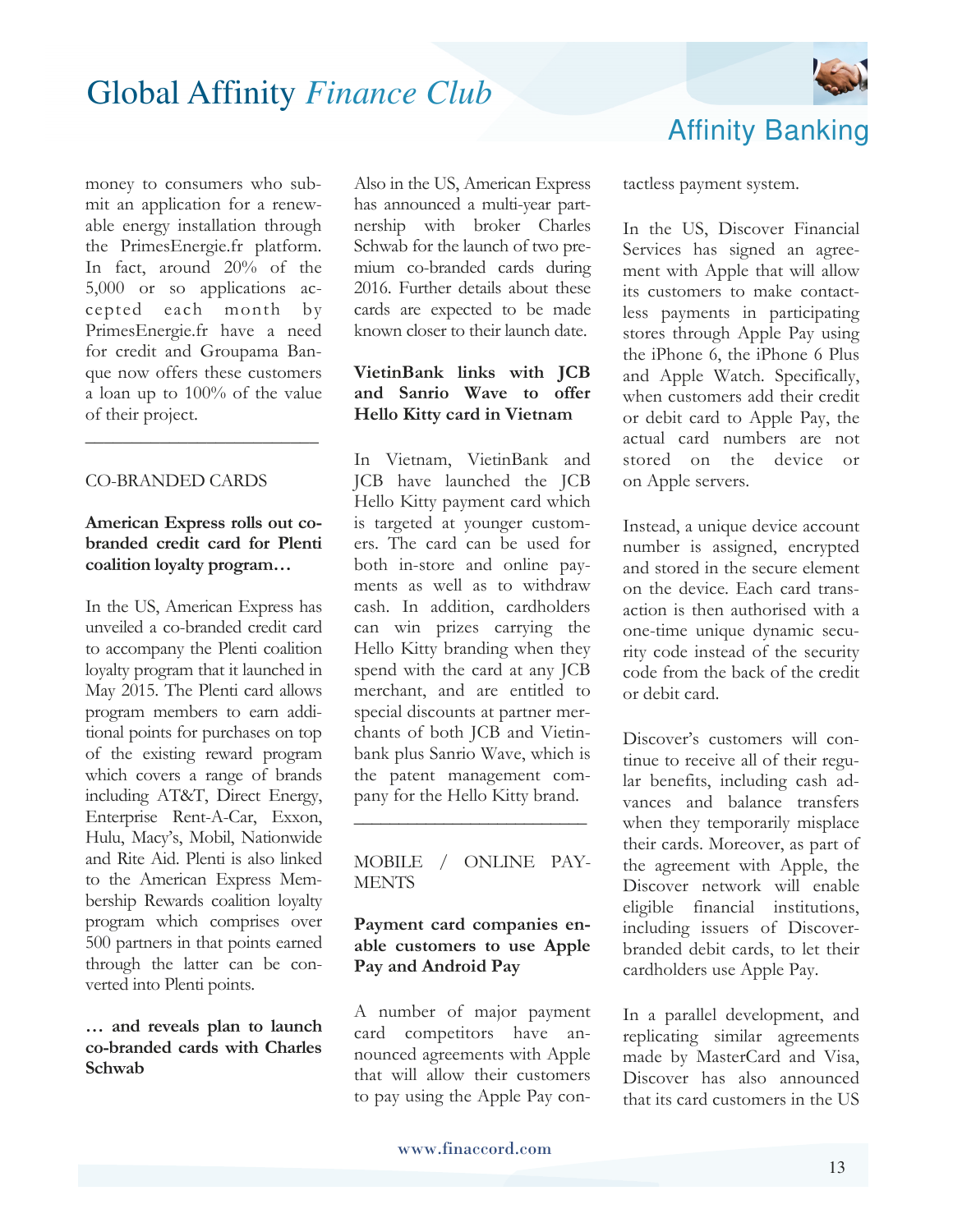money to consumers who submit an application for a renewable energy installation through the PrimesEnergie.fr platform. In fact, around 20% of the 5,000 or so applications accepted each month by PrimesEnergie.fr have a need for credit and Groupama Banque now offers these customers a loan up to 100% of the value of their project.

---

## CO-BRANDED CARDS

### American Express rolls out co-branded credit card for Plenti coalition loyalty program…

In the US, American Express has unveiled a co-branded credit card to accompany the Plenti coalition loyalty program that it launched in May 2015. The Plenti card allows program members to earn additional points for purchases on top of the existing reward program which covers a range of brands including AT&T, Direct Energy, Enterprise Rent-A-Car, Exxon, Hulu, Macy's, Mobil, Nationwide and Rite Aid. Plenti is also linked to the American Express Membership Rewards coalition loyalty program which comprises over 500 partners in that points earned through the latter can be converted into Plenti points.

### … and reveals plan to launch co-branded cards with Charles Schwab

Also in the US, American Express has announced a multi-year partnership with broker Charles Schwab for the launch of two premium co-branded cards during 2016. Further details about these cards are expected to be made known closer to their launch date.

### VietinBank links with JCB and Sanrio Wave to offer Hello Kitty card in Vietnam

In Vietnam, VietinBank and JCB have launched the JCB Hello Kitty payment card which is targeted at younger customers. The card can be used for both in-store and online payments as well as to withdraw cash. In addition, cardholders can win prizes carrying the Hello Kitty branding when they spend with the card at any JCB merchant, and are entitled to special discounts at partner merchants of both JCB and Vietinbank plus Sanrio Wave, which is the patent management company for the Hello Kitty brand.

---

## MOBILE / ONLINE PAYMENTS

### Payment card companies enable customers to use Apple Pay and Android Pay

A number of major payment card competitors have announced agreements with Apple that will allow their customers to pay using the Apple Pay contactless payment system.

In the US, Discover Financial Services has signed an agreement with Apple that will allow its customers to make contactless payments in participating stores through Apple Pay using the iPhone 6, the iPhone 6 Plus and Apple Watch. Specifically, when customers add their credit or debit card to Apple Pay, the actual card numbers are not stored on the device or on Apple servers.

Instead, a unique device account number is assigned, encrypted and stored in the secure element on the device. Each card transaction is then authorised with a one-time unique dynamic security code instead of the security code from the back of the credit or debit card.

Discover's customers will continue to receive all of their regular benefits, including cash advances and balance transfers when they temporarily misplace their cards. Moreover, as part of the agreement with Apple, the Discover network will enable eligible financial institutions, including issuers of Discover-branded debit cards, to let their cardholders use Apple Pay.

In a parallel development, and replicating similar agreements made by MasterCard and Visa, Discover has also announced that its card customers in the US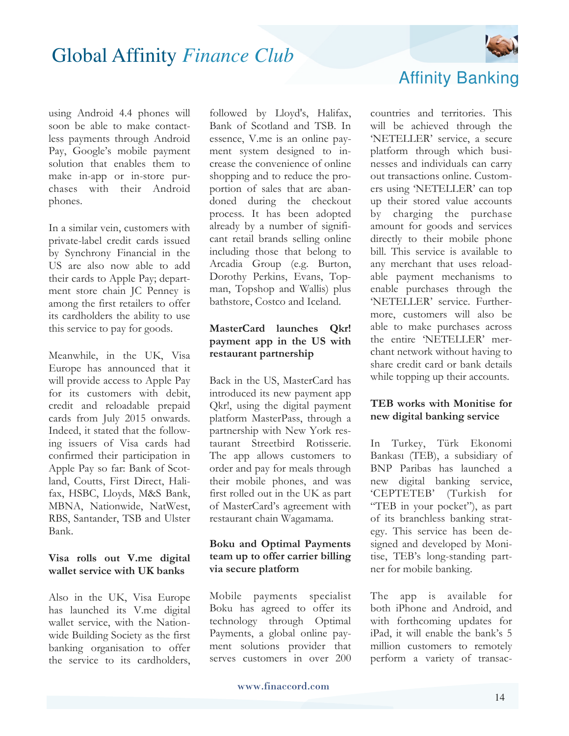using Android 4.4 phones will soon be able to make contactless payments through Android Pay, Google's mobile payment solution that enables them to make in-app or in-store purchases with their Android phones.

In a similar vein, customers with private-label credit cards issued by Synchrony Financial in the US are also now able to add their cards to Apple Pay; department store chain JC Penney is among the first retailers to offer its cardholders the ability to use this service to pay for goods.

Meanwhile, in the UK, Visa Europe has announced that it will provide access to Apple Pay for its customers with debit, credit and reloadable prepaid cards from July 2015 onwards. Indeed, it stated that the following issuers of Visa cards had confirmed their participation in Apple Pay so far: Bank of Scotland, Coutts, First Direct, Halifax, HSBC, Lloyds, M&S Bank, MBNA, Nationwide, NatWest, RBS, Santander, TSB and Ulster Bank.

### Visa rolls out V.me digital wallet service with UK banks

Also in the UK, Visa Europe has launched its V.me digital wallet service, with the Nationwide Building Society as the first banking organisation to offer the service to its cardholders, followed by Lloyd's, Halifax, Bank of Scotland and TSB. In essence, V.me is an online payment system designed to increase the convenience of online shopping and to reduce the proportion of sales that are abandoned during the checkout process. It has been adopted already by a number of significant retail brands selling online including those that belong to Arcadia Group (e.g. Burton, Dorothy Perkins, Evans, Topman, Topshop and Wallis) plus bathstore, Costco and Iceland.

### MasterCard launches Qkr! payment app in the US with restaurant partnership

Back in the US, MasterCard has introduced its new payment app Qkr!, using the digital payment platform MasterPass, through a partnership with New York restaurant Streetbird Rotisserie. The app allows customers to order and pay for meals through their mobile phones, and was first rolled out in the UK as part of MasterCard's agreement with restaurant chain Wagamama.

### Boku and Optimal Payments team up to offer carrier billing via secure platform

Mobile payments specialist Boku has agreed to offer its technology through Optimal Payments, a global online payment solutions provider that serves customers in over 200 countries and territories. This will be achieved through the 'NETELLER' service, a secure platform through which businesses and individuals can carry out transactions online. Customers using 'NETELLER' can top up their stored value accounts by charging the purchase amount for goods and services directly to their mobile phone bill. This service is available to any merchant that uses reloadable payment mechanisms to enable purchases through the 'NETELLER' service. Furthermore, customers will also be able to make purchases across the entire 'NETELLER' merchant network without having to share credit card or bank details while topping up their accounts.

### TEB works with Monitise for new digital banking service

In Turkey, Türk Ekonomi Bankası (TEB), a subsidiary of BNP Paribas has launched a new digital banking service, 'CEPTETEB' (Turkish for "TEB in your pocket"), as part of its branchless banking strategy. This service has been designed and developed by Monitise, TEB's long-standing partner for mobile banking.

The app is available for both iPhone and Android, and with forthcoming updates for iPad, it will enable the bank's 5 million customers to remotely perform a variety of transac-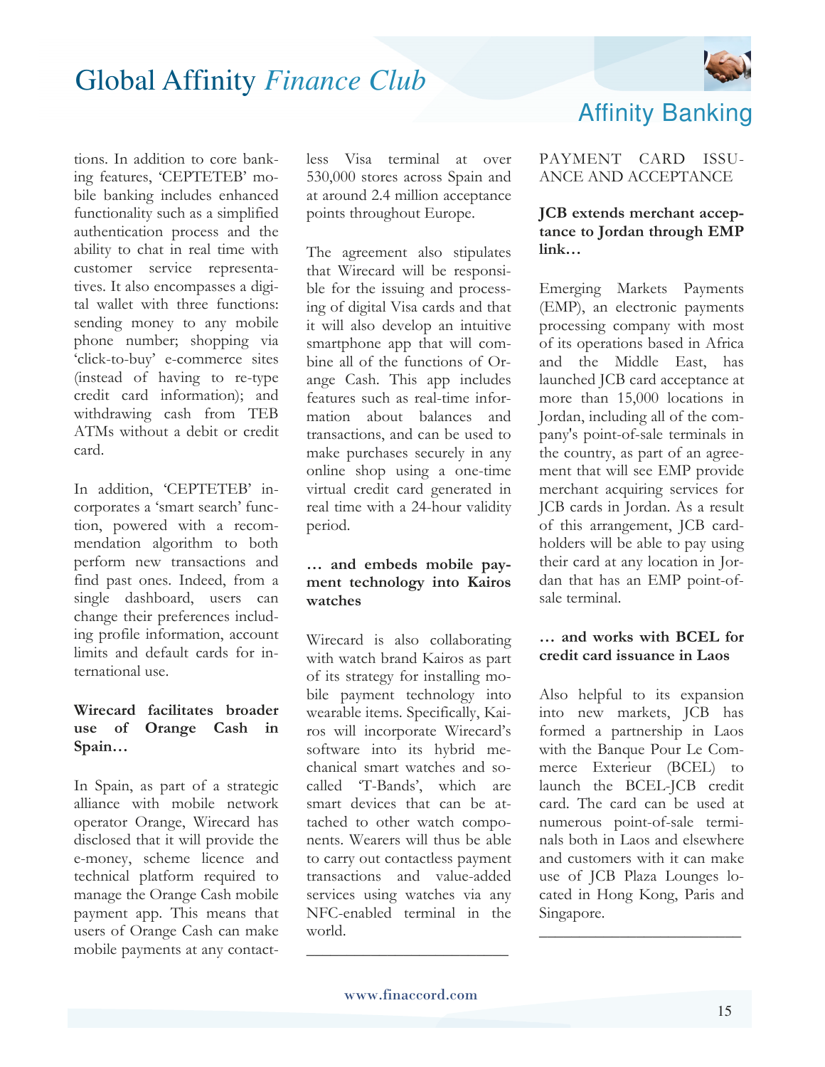tions. In addition to core banking features, 'CEPTETEB' mobile banking includes enhanced functionality such as a simplified authentication process and the ability to chat in real time with customer service representatives. It also encompasses a digital wallet with three functions: sending money to any mobile phone number; shopping via 'click-to-buy' e-commerce sites (instead of having to re-type credit card information); and withdrawing cash from TEB ATMs without a debit or credit card.

In addition, 'CEPTETEB' incorporates a 'smart search' function, powered with a recommendation algorithm to both perform new transactions and find past ones. Indeed, from a single dashboard, users can change their preferences including profile information, account limits and default cards for international use.

**Wirecard facilitates broader use of Orange Cash in Spain…**

In Spain, as part of a strategic alliance with mobile network operator Orange, Wirecard has disclosed that it will provide the e-money, scheme licence and technical platform required to manage the Orange Cash mobile payment app. This means that users of Orange Cash can make mobile payments at any contactless Visa terminal at over 530,000 stores across Spain and at around 2.4 million acceptance points throughout Europe.

The agreement also stipulates that Wirecard will be responsible for the issuing and processing of digital Visa cards and that it will also develop an intuitive smartphone app that will combine all of the functions of Orange Cash. This app includes features such as real-time information about balances and transactions, and can be used to make purchases securely in any online shop using a one-time virtual credit card generated in real time with a 24-hour validity period.

**… and embeds mobile payment technology into Kairos watches**

Wirecard is also collaborating with watch brand Kairos as part of its strategy for installing mobile payment technology into wearable items. Specifically, Kairos will incorporate Wirecard's software into its hybrid mechanical smart watches and so-called 'T-Bands', which are smart devices that can be attached to other watch components. Wearers will thus be able to carry out contactless payment transactions and value-added services using watches via any NFC-enabled terminal in the world.

---

## PAYMENT CARD ISSUANCE AND ACCEPTANCE

**JCB extends merchant acceptance to Jordan through EMP link…**

Emerging Markets Payments (EMP), an electronic payments processing company with most of its operations based in Africa and the Middle East, has launched JCB card acceptance at more than 15,000 locations in Jordan, including all of the company's point-of-sale terminals in the country, as part of an agreement that will see EMP provide merchant acquiring services for JCB cards in Jordan. As a result of this arrangement, JCB cardholders will be able to pay using their card at any location in Jordan that has an EMP point-of-sale terminal.

**… and works with BCEL for credit card issuance in Laos**

Also helpful to its expansion into new markets, JCB has formed a partnership in Laos with the Banque Pour Le Commerce Exterieur (BCEL) to launch the BCEL-JCB credit card. The card can be used at numerous point-of-sale terminals both in Laos and elsewhere and customers with it can make use of JCB Plaza Lounges located in Hong Kong, Paris and Singapore.

---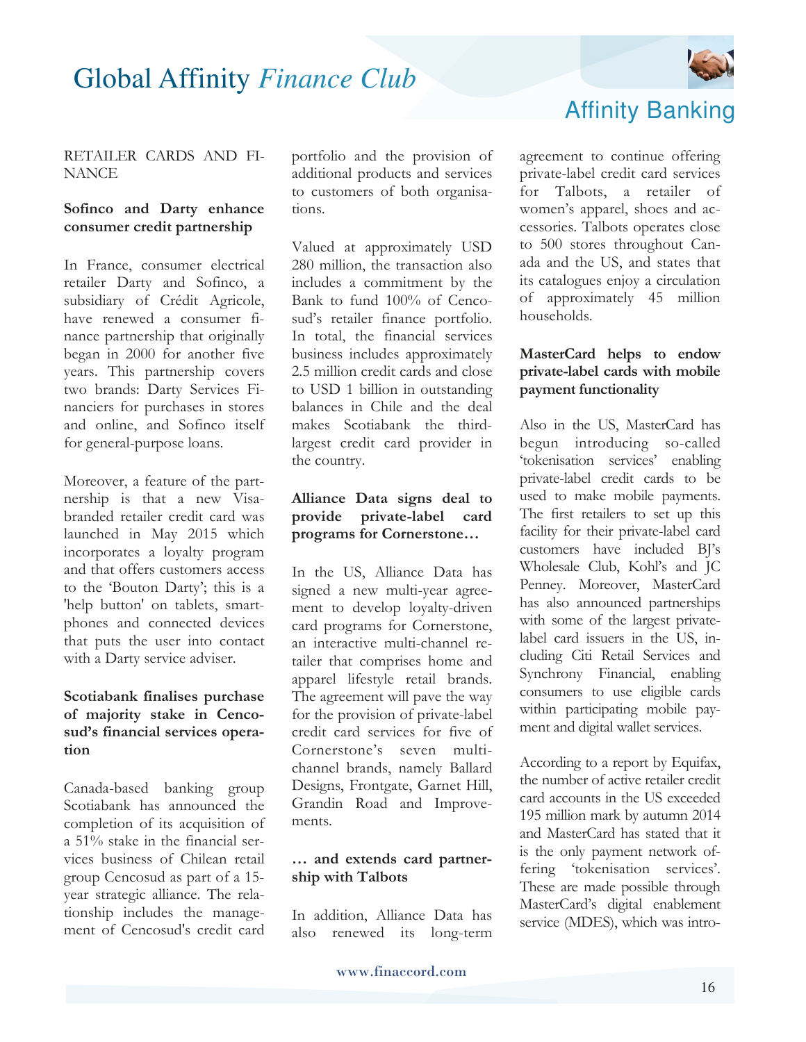RETAILER CARDS AND FINANCE

### Sofinco and Darty enhance consumer credit partnership

In France, consumer electrical retailer Darty and Sofinco, a subsidiary of Crédit Agricole, have renewed a consumer finance partnership that originally began in 2000 for another five years. This partnership covers two brands: Darty Services Financiers for purchases in stores and online, and Sofinco itself for general-purpose loans.

Moreover, a feature of the partnership is that a new Visa-branded retailer credit card was launched in May 2015 which incorporates a loyalty program and that offers customers access to the 'Bouton Darty'; this is a 'help button' on tablets, smartphones and connected devices that puts the user into contact with a Darty service adviser.

### Scotiabank finalises purchase of majority stake in Cencosud's financial services operation

Canada-based banking group Scotiabank has announced the completion of its acquisition of a 51% stake in the financial services business of Chilean retail group Cencosud as part of a 15-year strategic alliance. The relationship includes the management of Cencosud's credit card portfolio and the provision of additional products and services to customers of both organisations.

Valued at approximately USD 280 million, the transaction also includes a commitment by the Bank to fund 100% of Cencosud's retailer finance portfolio. In total, the financial services business includes approximately 2.5 million credit cards and close to USD 1 billion in outstanding balances in Chile and the deal makes Scotiabank the third-largest credit card provider in the country.

### Alliance Data signs deal to provide private-label card programs for Cornerstone…

In the US, Alliance Data has signed a new multi-year agreement to develop loyalty-driven card programs for Cornerstone, an interactive multi-channel retailer that comprises home and apparel lifestyle retail brands. The agreement will pave the way for the provision of private-label credit card services for five of Cornerstone's seven multi-channel brands, namely Ballard Designs, Frontgate, Garnet Hill, Grandin Road and Improvements.

### … and extends card partnership with Talbots

In addition, Alliance Data has also renewed its long-term agreement to continue offering private-label credit card services for Talbots, a retailer of women's apparel, shoes and accessories. Talbots operates close to 500 stores throughout Canada and the US, and states that its catalogues enjoy a circulation of approximately 45 million households.

### MasterCard helps to endow private-label cards with mobile payment functionality

Also in the US, MasterCard has begun introducing so-called 'tokenisation services' enabling private-label credit cards to be used to make mobile payments. The first retailers to set up this facility for their private-label card customers have included BJ's Wholesale Club, Kohl's and JC Penney. Moreover, MasterCard has also announced partnerships with some of the largest private-label card issuers in the US, including Citi Retail Services and Synchrony Financial, enabling consumers to use eligible cards within participating mobile payment and digital wallet services.

According to a report by Equifax, the number of active retailer credit card accounts in the US exceeded 195 million mark by autumn 2014 and MasterCard has stated that it is the only payment network offering 'tokenisation services'. These are made possible through MasterCard's digital enablement service (MDES), which was intro-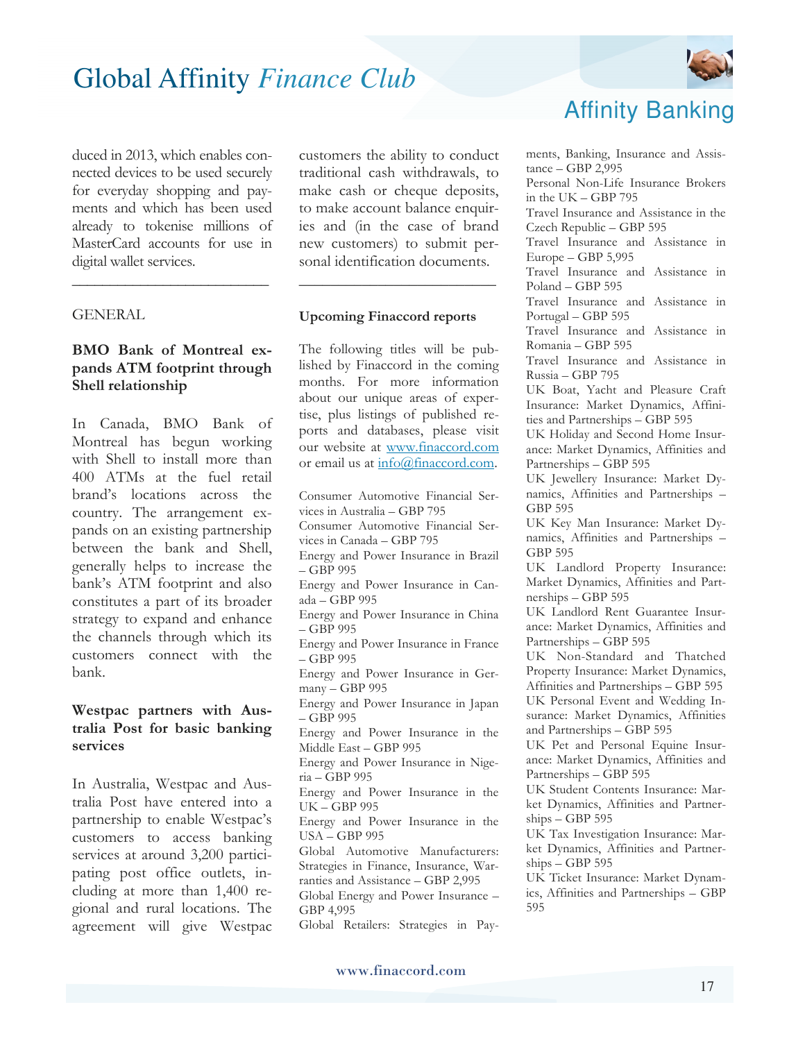duced in 2013, which enables connected devices to be used securely for everyday shopping and payments and which has been used already to tokenise millions of MasterCard accounts for use in digital wallet services.

---

GENERAL

**BMO Bank of Montreal expands ATM footprint through Shell relationship**

In Canada, BMO Bank of Montreal has begun working with Shell to install more than 400 ATMs at the fuel retail brand's locations across the country. The arrangement expands on an existing partnership between the bank and Shell, generally helps to increase the bank's ATM footprint and also constitutes a part of its broader strategy to expand and enhance the channels through which its customers connect with the bank.

**Westpac partners with Australia Post for basic banking services**

In Australia, Westpac and Australia Post have entered into a partnership to enable Westpac's customers to access banking services at around 3,200 participating post office outlets, including at more than 1,400 regional and rural locations. The agreement will give Westpac customers the ability to conduct traditional cash withdrawals, to make cash or cheque deposits, to make account balance enquiries and (in the case of brand new customers) to submit personal identification documents.

---

**Upcoming Finaccord reports**

The following titles will be published by Finaccord in the coming months. For more information about our unique areas of expertise, plus listings of published reports and databases, please visit our website at www.finaccord.com or email us at info@finaccord.com.

Consumer Automotive Financial Services in Australia – GBP 795
Consumer Automotive Financial Services in Canada – GBP 795
Energy and Power Insurance in Brazil – GBP 995
Energy and Power Insurance in Canada – GBP 995
Energy and Power Insurance in China – GBP 995
Energy and Power Insurance in France – GBP 995
Energy and Power Insurance in Germany – GBP 995
Energy and Power Insurance in Japan – GBP 995
Energy and Power Insurance in the Middle East – GBP 995
Energy and Power Insurance in Nigeria – GBP 995
Energy and Power Insurance in the UK – GBP 995
Energy and Power Insurance in the USA – GBP 995
Global Automotive Manufacturers: Strategies in Finance, Insurance, Warranties and Assistance – GBP 2,995
Global Energy and Power Insurance – GBP 4,995
Global Retailers: Strategies in Payments, Banking, Insurance and Assistance – GBP 2,995
Personal Non-Life Insurance Brokers in the UK – GBP 795
Travel Insurance and Assistance in the Czech Republic – GBP 595
Travel Insurance and Assistance in Europe – GBP 5,995
Travel Insurance and Assistance in Poland – GBP 595
Travel Insurance and Assistance in Portugal – GBP 595
Travel Insurance and Assistance in Romania – GBP 595
Travel Insurance and Assistance in Russia – GBP 795
UK Boat, Yacht and Pleasure Craft Insurance: Market Dynamics, Affinities and Partnerships – GBP 595
UK Holiday and Second Home Insurance: Market Dynamics, Affinities and Partnerships – GBP 595
UK Jewellery Insurance: Market Dynamics, Affinities and Partnerships – GBP 595
UK Key Man Insurance: Market Dynamics, Affinities and Partnerships – GBP 595
UK Landlord Property Insurance: Market Dynamics, Affinities and Partnerships – GBP 595
UK Landlord Rent Guarantee Insurance: Market Dynamics, Affinities and Partnerships – GBP 595
UK Non-Standard and Thatched Property Insurance: Market Dynamics, Affinities and Partnerships – GBP 595
UK Personal Event and Wedding Insurance: Market Dynamics, Affinities and Partnerships – GBP 595
UK Pet and Personal Equine Insurance: Market Dynamics, Affinities and Partnerships – GBP 595
UK Student Contents Insurance: Market Dynamics, Affinities and Partnerships – GBP 595
UK Tax Investigation Insurance: Market Dynamics, Affinities and Partnerships – GBP 595
UK Ticket Insurance: Market Dynamics, Affinities and Partnerships – GBP 595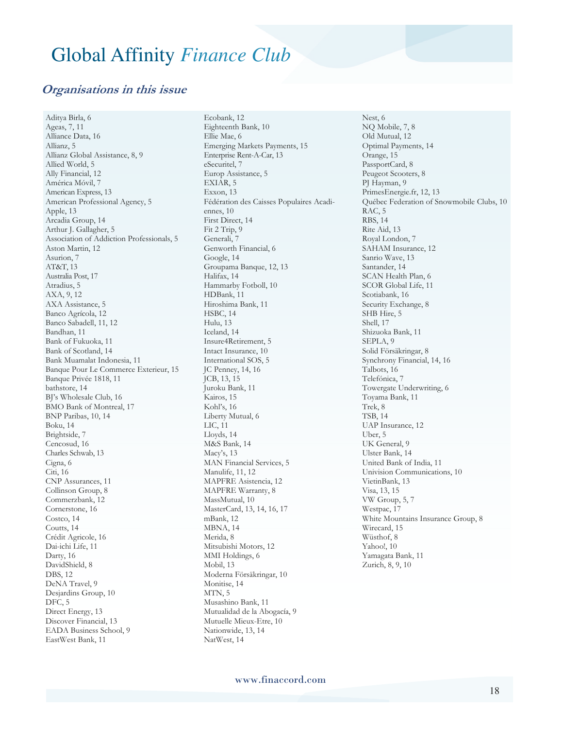# Global Affinity *Finance Club*

## *Organisations in this issue*

Aditya Birla, 6
Ageas, 7, 11
Alliance Data, 16
Allianz, 5
Allianz Global Assistance, 8, 9
Allied World, 5
Ally Financial, 12
América Móvil, 7
American Express, 13
American Professional Agency, 5
Apple, 13
Arcadia Group, 14
Arthur J. Gallagher, 5
Association of Addiction Professionals, 5
Aston Martin, 12
Asurion, 7
AT&T, 13
Australia Post, 17
Atradius, 5
AXA, 9, 12
AXA Assistance, 5
Banco Agrícola, 12
Banco Sabadell, 11, 12
Bandhan, 11
Bank of Fukuoka, 11
Bank of Scotland, 14
Bank Muamalat Indonesia, 11
Banque Pour Le Commerce Exterieur, 15
Banque Privée 1818, 11
bathstore, 14
BJ's Wholesale Club, 16
BMO Bank of Montreal, 17
BNP Paribas, 10, 14
Boku, 14
Brightside, 7
Cencosud, 16
Charles Schwab, 13
Cigna, 6
Citi, 16
CNP Assurances, 11
Collinson Group, 8
Commerzbank, 12
Cornerstone, 16
Costco, 14
Coutts, 14
Crédit Agricole, 16
Dai-ichi Life, 11
Darty, 16
DavidShield, 8
DBS, 12
DeNA Travel, 9
Desjardins Group, 10
DFC, 5
Direct Energy, 13
Discover Financial, 13
EADA Business School, 9
EastWest Bank, 11
Ecobank, 12
Eighteenth Bank, 10
Ellie Mae, 6
Emerging Markets Payments, 15
Enterprise Rent-A-Car, 13
eSecuritel, 7
Europ Assistance, 5
EXIAR, 5
Exxon, 13
Fédération des Caisses Populaires Acadiennes, 10
First Direct, 14
Fit 2 Trip, 9
Generali, 7
Genworth Financial, 6
Google, 14
Groupama Banque, 12, 13
Halifax, 14
Hammarby Fotboll, 10
HDBank, 11
Hiroshima Bank, 11
HSBC, 14
Hulu, 13
Iceland, 14
Insure4Retirement, 5
Intact Insurance, 10
International SOS, 5
JC Penney, 14, 16
JCB, 13, 15
Juroku Bank, 11
Kairos, 15
Kohl's, 16
Liberty Mutual, 6
LIC, 11
Lloyds, 14
M&S Bank, 14
Macy's, 13
MAN Financial Services, 5
Manulife, 11, 12
MAPFRE Asistencia, 12
MAPFRE Warranty, 8
MassMutual, 10
MasterCard, 13, 14, 16, 17
mBank, 12
MBNA, 14
Merida, 8
Mitsubishi Motors, 12
MMI Holdings, 6
Mobil, 13
Moderna Försäkringar, 10
Monitise, 14
MTN, 5
Musashino Bank, 11
Mutualidad de la Abogacía, 9
Mutuelle Mieux-Etre, 10
Nationwide, 13, 14
NatWest, 14
Nest, 6
NQ Mobile, 7, 8
Old Mutual, 12
Optimal Payments, 14
Orange, 15
PassportCard, 8
Peugeot Scooters, 8
PJ Hayman, 9
PrimesEnergie.fr, 12, 13
Québec Federation of Snowmobile Clubs, 10
RAC, 5
RBS, 14
Rite Aid, 13
Royal London, 7
SAHAM Insurance, 12
Sanrio Wave, 13
Santander, 14
SCAN Health Plan, 6
SCOR Global Life, 11
Scotiabank, 16
Security Exchange, 8
SHB Hire, 5
Shell, 17
Shizuoka Bank, 11
SEPLA, 9
Solid Försäkringar, 8
Synchrony Financial, 14, 16
Talbots, 16
Telefónica, 7
Towergate Underwriting, 6
Toyama Bank, 11
Trek, 8
TSB, 14
UAP Insurance, 12
Uber, 5
UK General, 9
Ulster Bank, 14
United Bank of India, 11
Univision Communications, 10
VietinBank, 13
Visa, 13, 15
VW Group, 5, 7
Westpac, 17
White Mountains Insurance Group, 8
Wirecard, 15
Wüsthof, 8
Yahoo!, 10
Yamagata Bank, 11
Zurich, 8, 9, 10

www.finaccord.com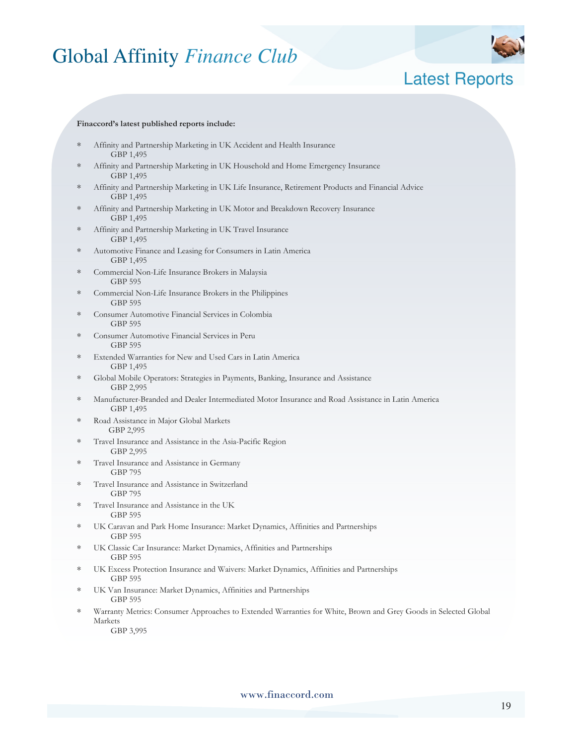# Global Affinity *Finance Club*

## Latest Reports

**Finaccord's latest published reports include:**

* Affinity and Partnership Marketing in UK Accident and Health Insurance
  GBP 1,495
* Affinity and Partnership Marketing in UK Household and Home Emergency Insurance
  GBP 1,495
* Affinity and Partnership Marketing in UK Life Insurance, Retirement Products and Financial Advice
  GBP 1,495
* Affinity and Partnership Marketing in UK Motor and Breakdown Recovery Insurance
  GBP 1,495
* Affinity and Partnership Marketing in UK Travel Insurance
  GBP 1,495
* Automotive Finance and Leasing for Consumers in Latin America
  GBP 1,495
* Commercial Non-Life Insurance Brokers in Malaysia
  GBP 595
* Commercial Non-Life Insurance Brokers in the Philippines
  GBP 595
* Consumer Automotive Financial Services in Colombia
  GBP 595
* Consumer Automotive Financial Services in Peru
  GBP 595
* Extended Warranties for New and Used Cars in Latin America
  GBP 1,495
* Global Mobile Operators: Strategies in Payments, Banking, Insurance and Assistance
  GBP 2,995
* Manufacturer-Branded and Dealer Intermediated Motor Insurance and Road Assistance in Latin America
  GBP 1,495
* Road Assistance in Major Global Markets
  GBP 2,995
* Travel Insurance and Assistance in the Asia-Pacific Region
  GBP 2,995
* Travel Insurance and Assistance in Germany
  GBP 795
* Travel Insurance and Assistance in Switzerland
  GBP 795
* Travel Insurance and Assistance in the UK
  GBP 595
* UK Caravan and Park Home Insurance: Market Dynamics, Affinities and Partnerships
  GBP 595
* UK Classic Car Insurance: Market Dynamics, Affinities and Partnerships
  GBP 595
* UK Excess Protection Insurance and Waivers: Market Dynamics, Affinities and Partnerships
  GBP 595
* UK Van Insurance: Market Dynamics, Affinities and Partnerships
  GBP 595
* Warranty Metrics: Consumer Approaches to Extended Warranties for White, Brown and Grey Goods in Selected Global Markets
  GBP 3,995

www.finaccord.com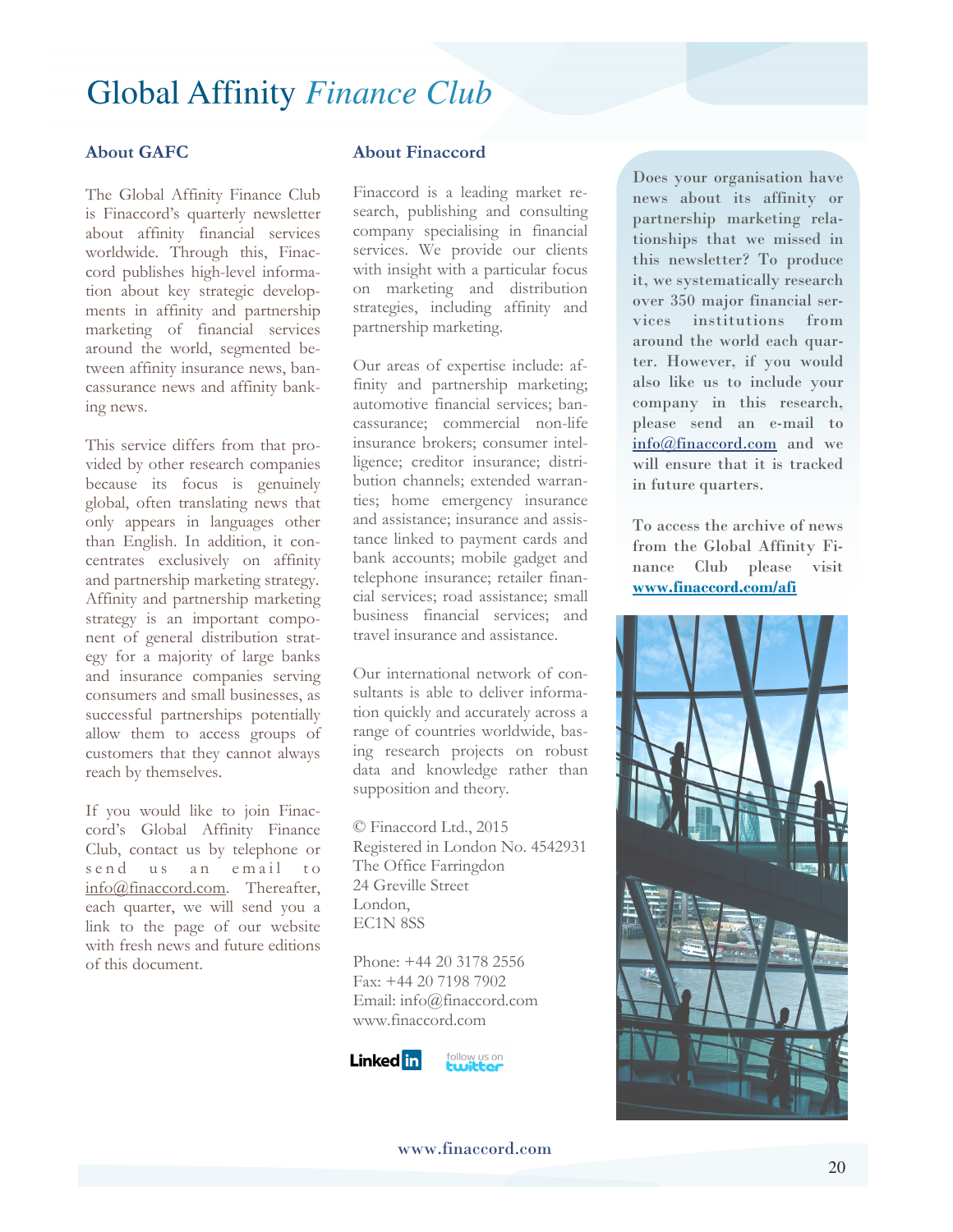# Global Affinity *Finance Club*

## About GAFC

The Global Affinity Finance Club is Finaccord's quarterly newsletter about affinity financial services worldwide. Through this, Finaccord publishes high-level information about key strategic developments in affinity and partnership marketing of financial services around the world, segmented between affinity insurance news, bancassurance news and affinity banking news.

This service differs from that provided by other research companies because its focus is genuinely global, often translating news that only appears in languages other than English. In addition, it concentrates exclusively on affinity and partnership marketing strategy. Affinity and partnership marketing strategy is an important component of general distribution strategy for a majority of large banks and insurance companies serving consumers and small businesses, as successful partnerships potentially allow them to access groups of customers that they cannot always reach by themselves.

If you would like to join Finaccord's Global Affinity Finance Club, contact us by telephone or send us an email to info@finaccord.com. Thereafter, each quarter, we will send you a link to the page of our website with fresh news and future editions of this document.

## About Finaccord

Finaccord is a leading market research, publishing and consulting company specialising in financial services. We provide our clients with insight with a particular focus on marketing and distribution strategies, including affinity and partnership marketing.

Our areas of expertise include: affinity and partnership marketing; automotive financial services; bancassurance; commercial non-life insurance brokers; consumer intelligence; creditor insurance; distribution channels; extended warranties; home emergency insurance and assistance; insurance and assistance linked to payment cards and bank accounts; mobile gadget and telephone insurance; retailer financial services; road assistance; small business financial services; and travel insurance and assistance.

Our international network of consultants is able to deliver information quickly and accurately across a range of countries worldwide, basing research projects on robust data and knowledge rather than supposition and theory.

© Finaccord Ltd., 2015
Registered in London No. 4542931
The Office Farringdon
24 Greville Street
London,
EC1N 8SS

Phone: +44 20 3178 2556
Fax: +44 20 7198 7902
Email: info@finaccord.com
www.finaccord.com

Does your organisation have news about its affinity or partnership marketing relationships that we missed in this newsletter? To produce it, we systematically research over 350 major financial services institutions from around the world each quarter. However, if you would also like us to include your company in this research, please send an e-mail to info@finaccord.com and we will ensure that it is tracked in future quarters.

To access the archive of news from the Global Affinity Finance Club please visit **www.finaccord.com/afi**

www.finaccord.com